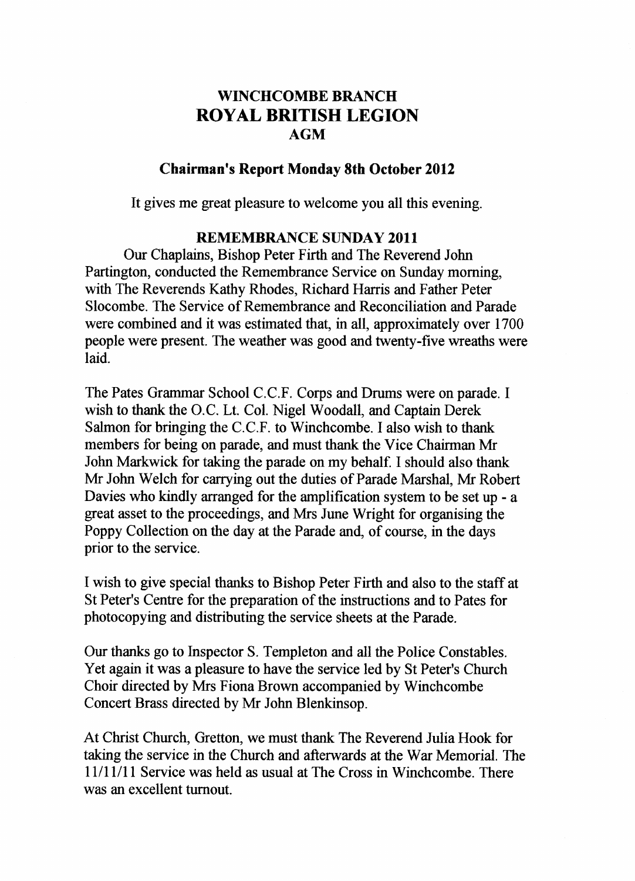# WINCHCOMBE BRANCH
# ROYAL BRITISH LEGION
## AGM

### Chairman's Report Monday 8th October 2012

It gives me great pleasure to welcome you all this evening.

### REMEMBRANCE SUNDAY 2011

Our Chaplains, Bishop Peter Firth and The Reverend John Partington, conducted the Remembrance Service on Sunday morning, with The Reverends Kathy Rhodes, Richard Harris and Father Peter Slocombe. The Service of Remembrance and Reconciliation and Parade were combined and it was estimated that, in all, approximately over 1700 people were present. The weather was good and twenty-five wreaths were laid.

The Pates Grammar School C.C.F. Corps and Drums were on parade. I wish to thank the O.C. Lt. Col. Nigel Woodall, and Captain Derek Salmon for bringing the C.C.F. to Winchcombe. I also wish to thank members for being on parade, and must thank the Vice Chairman Mr John Markwick for taking the parade on my behalf. I should also thank Mr John Welch for carrying out the duties of Parade Marshal, Mr Robert Davies who kindly arranged for the amplification system to be set up - a great asset to the proceedings, and Mrs June Wright for organising the Poppy Collection on the day at the Parade and, of course, in the days prior to the service.

I wish to give special thanks to Bishop Peter Firth and also to the staff at St Peter's Centre for the preparation of the instructions and to Pates for photocopying and distributing the service sheets at the Parade.

Our thanks go to Inspector S. Templeton and all the Police Constables. Yet again it was a pleasure to have the service led by St Peter's Church Choir directed by Mrs Fiona Brown accompanied by Winchcombe Concert Brass directed by Mr John Blenkinsop.

At Christ Church, Gretton, we must thank The Reverend Julia Hook for taking the service in the Church and afterwards at the War Memorial. The 11/11/11 Service was held as usual at The Cross in Winchcombe. There was an excellent turnout.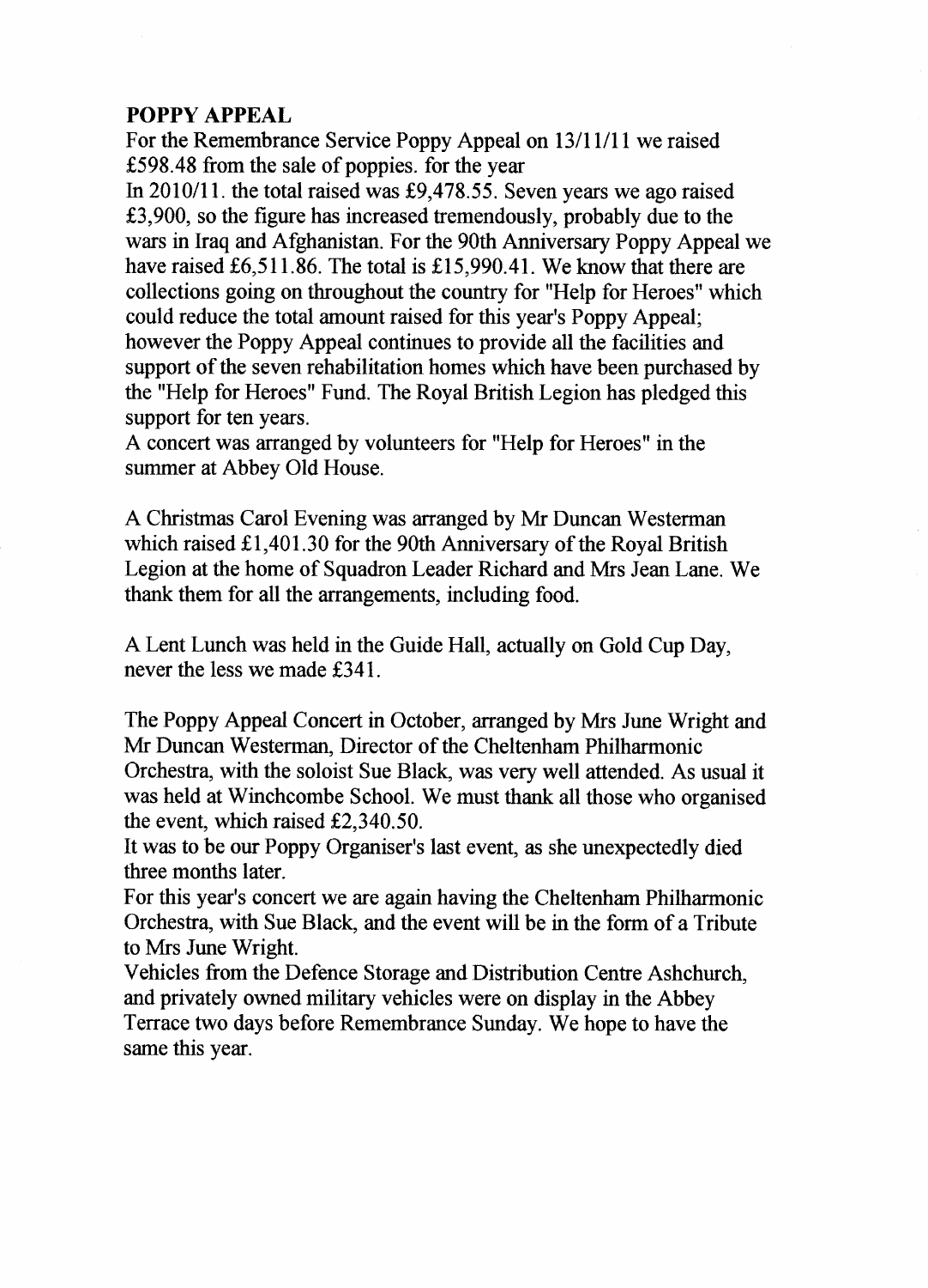**POPPY APPEAL**

For the Remembrance Service Poppy Appeal on 13/11/11 we raised £598.48 from the sale of poppies. for the year

In 2010/11. the total raised was £9,478.55. Seven years we ago raised £3,900, so the figure has increased tremendously, probably due to the wars in Iraq and Afghanistan. For the 90th Anniversary Poppy Appeal we have raised £6,511.86. The total is £15,990.41. We know that there are collections going on throughout the country for "Help for Heroes" which could reduce the total amount raised for this year's Poppy Appeal; however the Poppy Appeal continues to provide all the facilities and support of the seven rehabilitation homes which have been purchased by the "Help for Heroes" Fund. The Royal British Legion has pledged this support for ten years.

A concert was arranged by volunteers for "Help for Heroes" in the summer at Abbey Old House.

A Christmas Carol Evening was arranged by Mr Duncan Westerman which raised £1,401.30 for the 90th Anniversary of the Royal British Legion at the home of Squadron Leader Richard and Mrs Jean Lane. We thank them for all the arrangements, including food.

A Lent Lunch was held in the Guide Hall, actually on Gold Cup Day, never the less we made £341.

The Poppy Appeal Concert in October, arranged by Mrs June Wright and Mr Duncan Westerman, Director of the Cheltenham Philharmonic Orchestra, with the soloist Sue Black, was very well attended. As usual it was held at Winchcombe School. We must thank all those who organised the event, which raised £2,340.50.

It was to be our Poppy Organiser's last event, as she unexpectedly died three months later.

For this year's concert we are again having the Cheltenham Philharmonic Orchestra, with Sue Black, and the event will be in the form of a Tribute to Mrs June Wright.

Vehicles from the Defence Storage and Distribution Centre Ashchurch, and privately owned military vehicles were on display in the Abbey Terrace two days before Remembrance Sunday. We hope to have the same this year.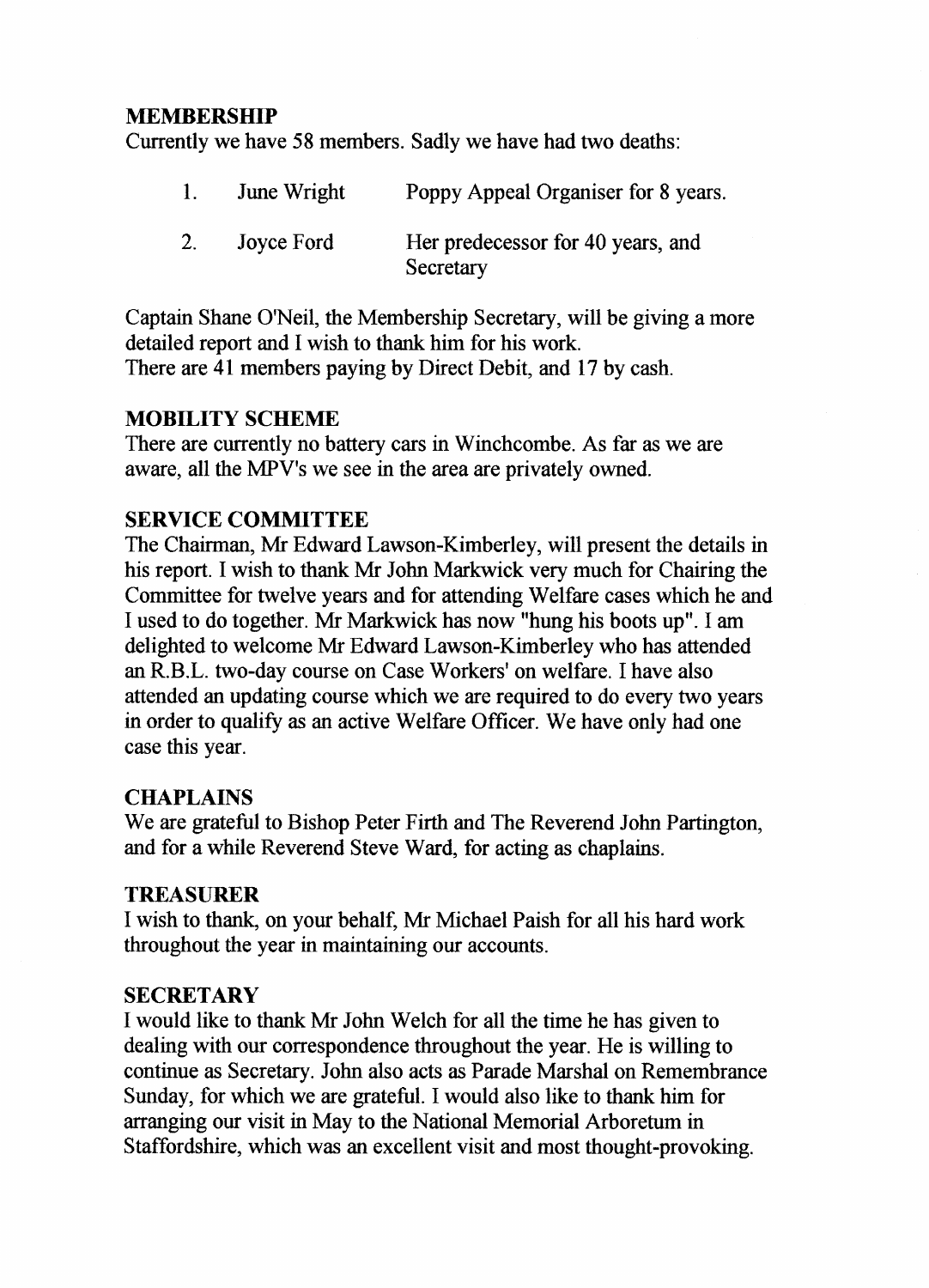## MEMBERSHIP

Currently we have 58 members. Sadly we have had two deaths:

1. June Wright — Poppy Appeal Organiser for 8 years.
2. Joyce Ford — Her predecessor for 40 years, and Secretary

Captain Shane O'Neil, the Membership Secretary, will be giving a more detailed report and I wish to thank him for his work.
There are 41 members paying by Direct Debit, and 17 by cash.

## MOBILITY SCHEME

There are currently no battery cars in Winchcombe. As far as we are aware, all the MPV's we see in the area are privately owned.

## SERVICE COMMITTEE

The Chairman, Mr Edward Lawson-Kimberley, will present the details in his report. I wish to thank Mr John Markwick very much for Chairing the Committee for twelve years and for attending Welfare cases which he and I used to do together. Mr Markwick has now "hung his boots up". I am delighted to welcome Mr Edward Lawson-Kimberley who has attended an R.B.L. two-day course on Case Workers' on welfare. I have also attended an updating course which we are required to do every two years in order to qualify as an active Welfare Officer. We have only had one case this year.

## CHAPLAINS

We are grateful to Bishop Peter Firth and The Reverend John Partington, and for a while Reverend Steve Ward, for acting as chaplains.

## TREASURER

I wish to thank, on your behalf, Mr Michael Paish for all his hard work throughout the year in maintaining our accounts.

## SECRETARY

I would like to thank Mr John Welch for all the time he has given to dealing with our correspondence throughout the year. He is willing to continue as Secretary. John also acts as Parade Marshal on Remembrance Sunday, for which we are grateful. I would also like to thank him for arranging our visit in May to the National Memorial Arboretum in Staffordshire, which was an excellent visit and most thought-provoking.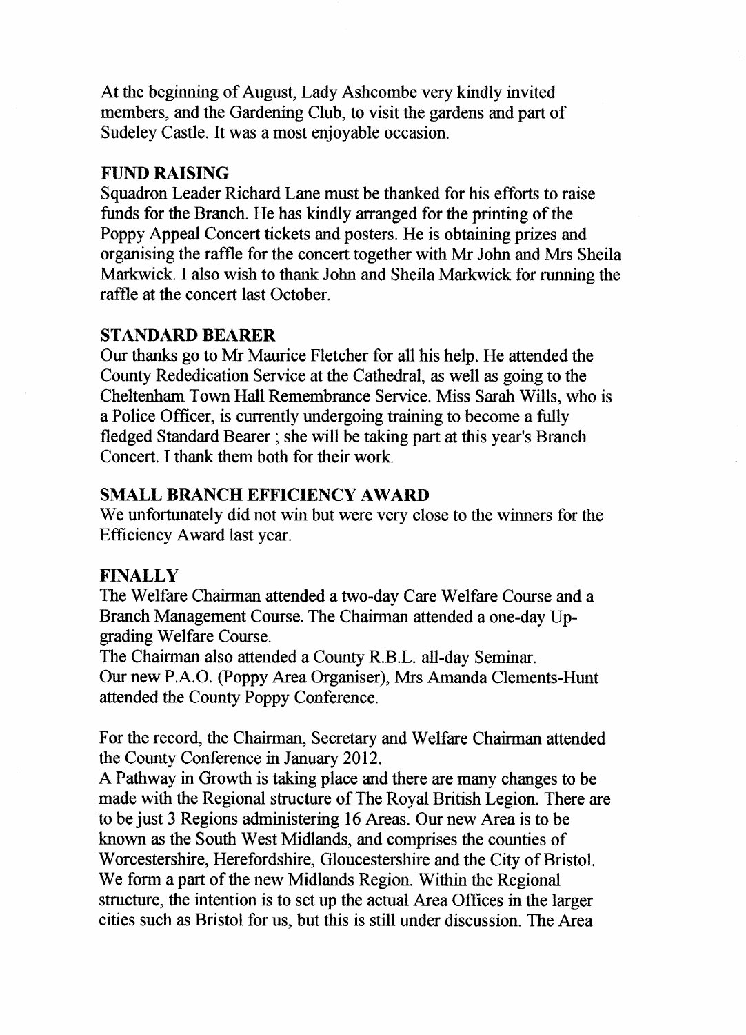At the beginning of August, Lady Ashcombe very kindly invited members, and the Gardening Club, to visit the gardens and part of Sudeley Castle. It was a most enjoyable occasion.

## FUND RAISING

Squadron Leader Richard Lane must be thanked for his efforts to raise funds for the Branch. He has kindly arranged for the printing of the Poppy Appeal Concert tickets and posters. He is obtaining prizes and organising the raffle for the concert together with Mr John and Mrs Sheila Markwick. I also wish to thank John and Sheila Markwick for running the raffle at the concert last October.

## STANDARD BEARER

Our thanks go to Mr Maurice Fletcher for all his help. He attended the County Rededication Service at the Cathedral, as well as going to the Cheltenham Town Hall Remembrance Service. Miss Sarah Wills, who is a Police Officer, is currently undergoing training to become a fully fledged Standard Bearer ; she will be taking part at this year's Branch Concert. I thank them both for their work.

## SMALL BRANCH EFFICIENCY AWARD

We unfortunately did not win but were very close to the winners for the Efficiency Award last year.

## FINALLY

The Welfare Chairman attended a two-day Care Welfare Course and a Branch Management Course. The Chairman attended a one-day Up-grading Welfare Course.

The Chairman also attended a County R.B.L. all-day Seminar.

Our new P.A.O. (Poppy Area Organiser), Mrs Amanda Clements-Hunt attended the County Poppy Conference.

For the record, the Chairman, Secretary and Welfare Chairman attended the County Conference in January 2012.

A Pathway in Growth is taking place and there are many changes to be made with the Regional structure of The Royal British Legion. There are to be just 3 Regions administering 16 Areas. Our new Area is to be known as the South West Midlands, and comprises the counties of Worcestershire, Herefordshire, Gloucestershire and the City of Bristol. We form a part of the new Midlands Region. Within the Regional structure, the intention is to set up the actual Area Offices in the larger cities such as Bristol for us, but this is still under discussion. The Area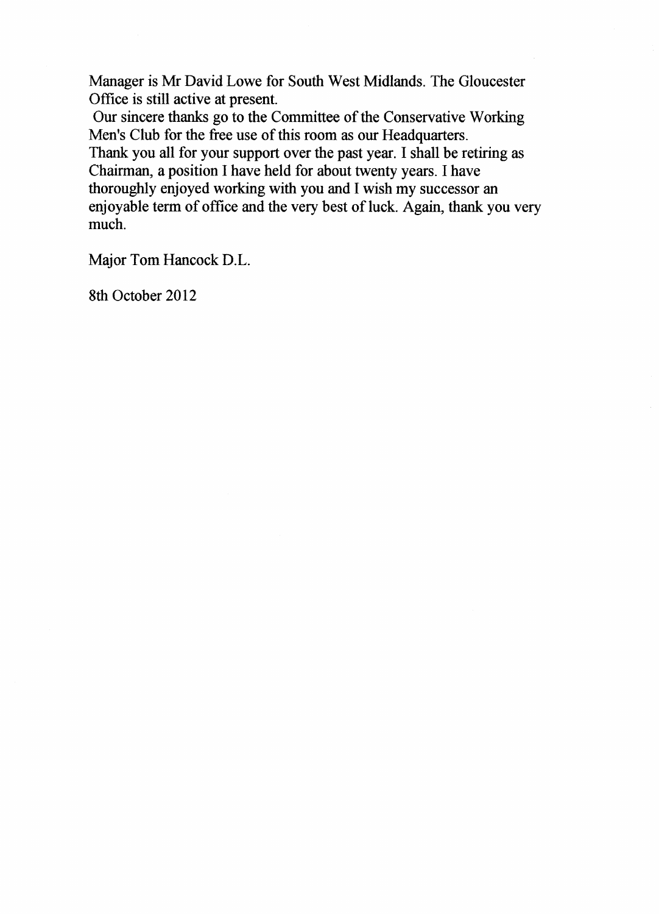Manager is Mr David Lowe for South West Midlands. The Gloucester Office is still active at present.

Our sincere thanks go to the Committee of the Conservative Working Men's Club for the free use of this room as our Headquarters.

Thank you all for your support over the past year. I shall be retiring as Chairman, a position I have held for about twenty years. I have thoroughly enjoyed working with you and I wish my successor an enjoyable term of office and the very best of luck. Again, thank you very much.

Major Tom Hancock D.L.

8th October 2012